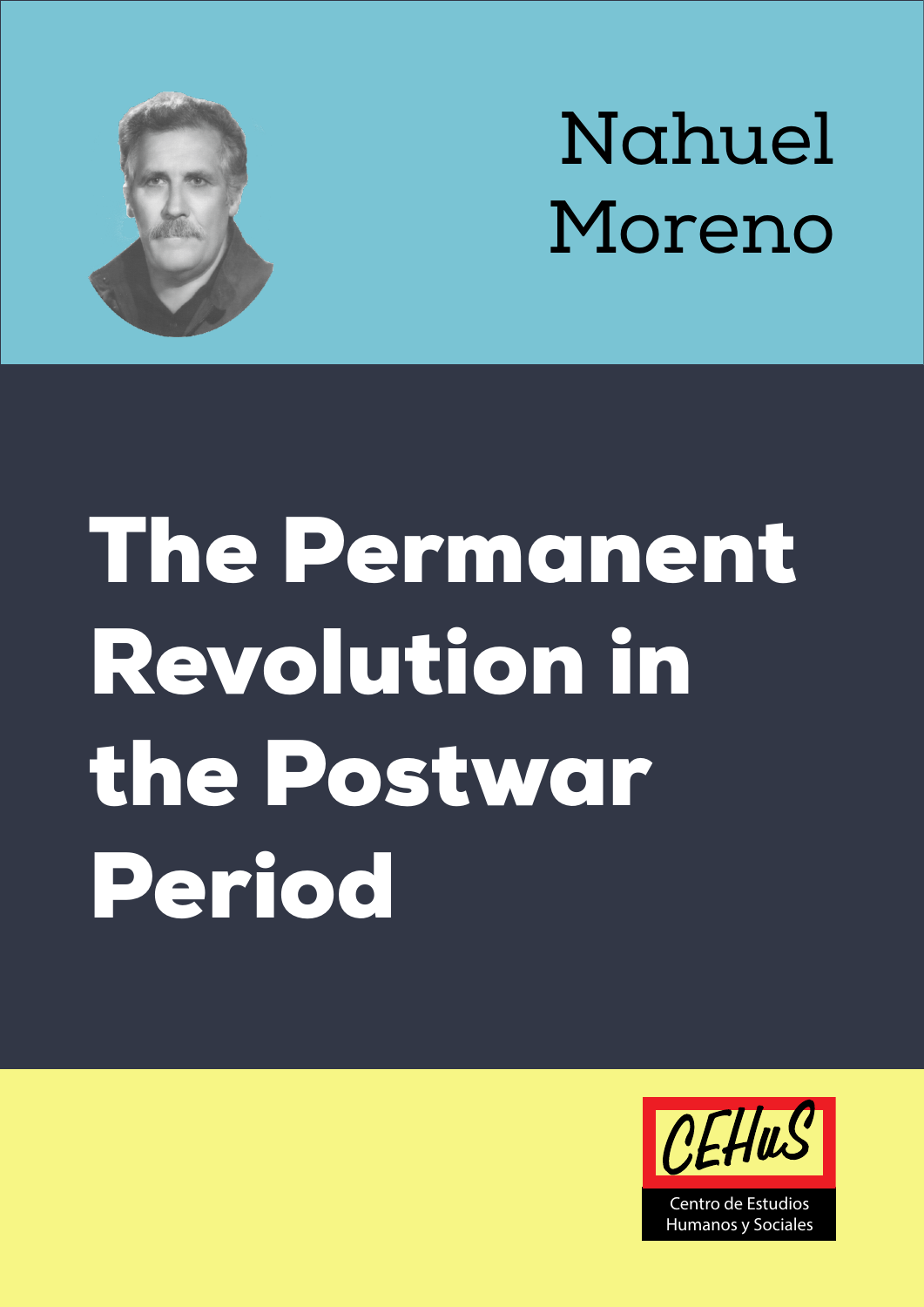Nahuel Moreno

# The Permanent Revolution in the Postwar Period

CEHuS

Centro de Estudios Humanos y Sociales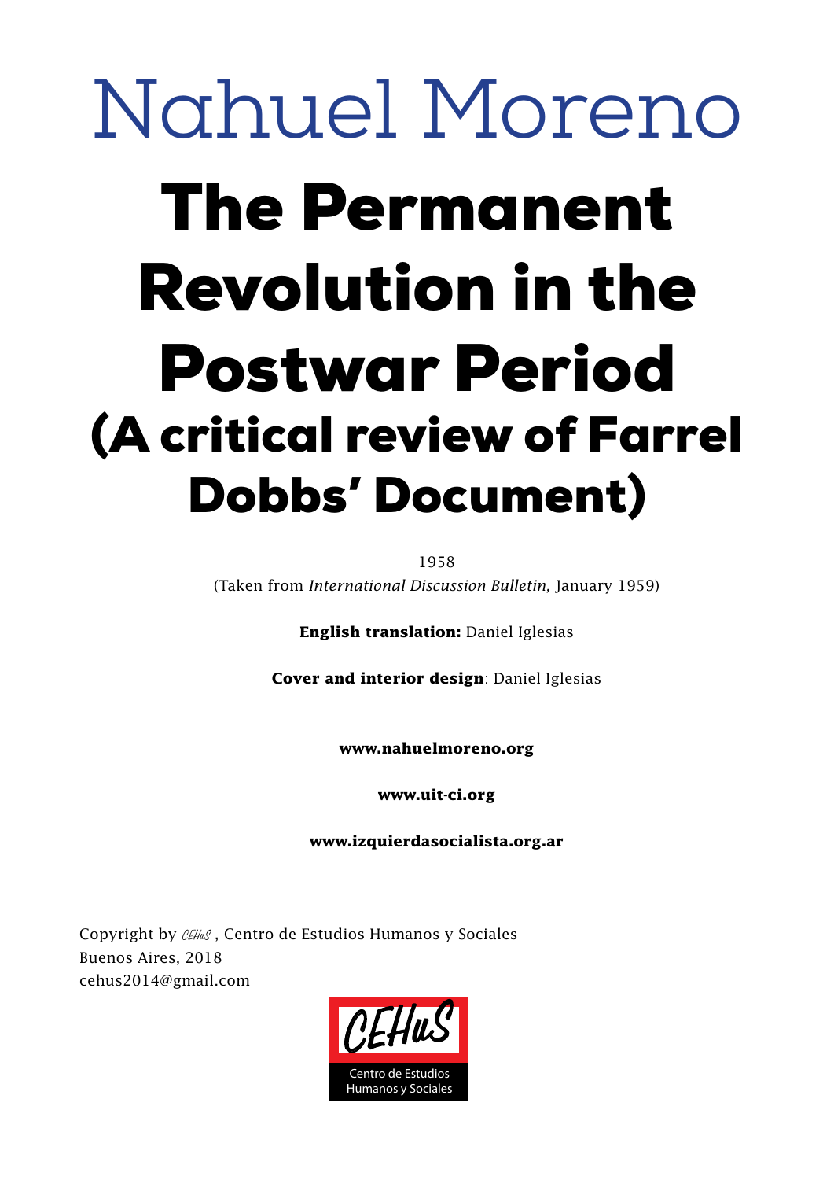# Nahuel Moreno

# The Permanent Revolution in the Postwar Period

## (A critical review of Farrel Dobbs' Document)

1958

(Taken from *International Discussion Bulletin,* January 1959)

**English translation:** Daniel Iglesias

**Cover and interior design**: Daniel Iglesias

**www.nahuelmoreno.org**

**www.uit-ci.org**

**www.izquierdasocialista.org.ar**

Copyright by CEHuS, Centro de Estudios Humanos y Sociales
Buenos Aires, 2018
cehus2014@gmail.com

CEHuS
Centro de Estudios
Humanos y Sociales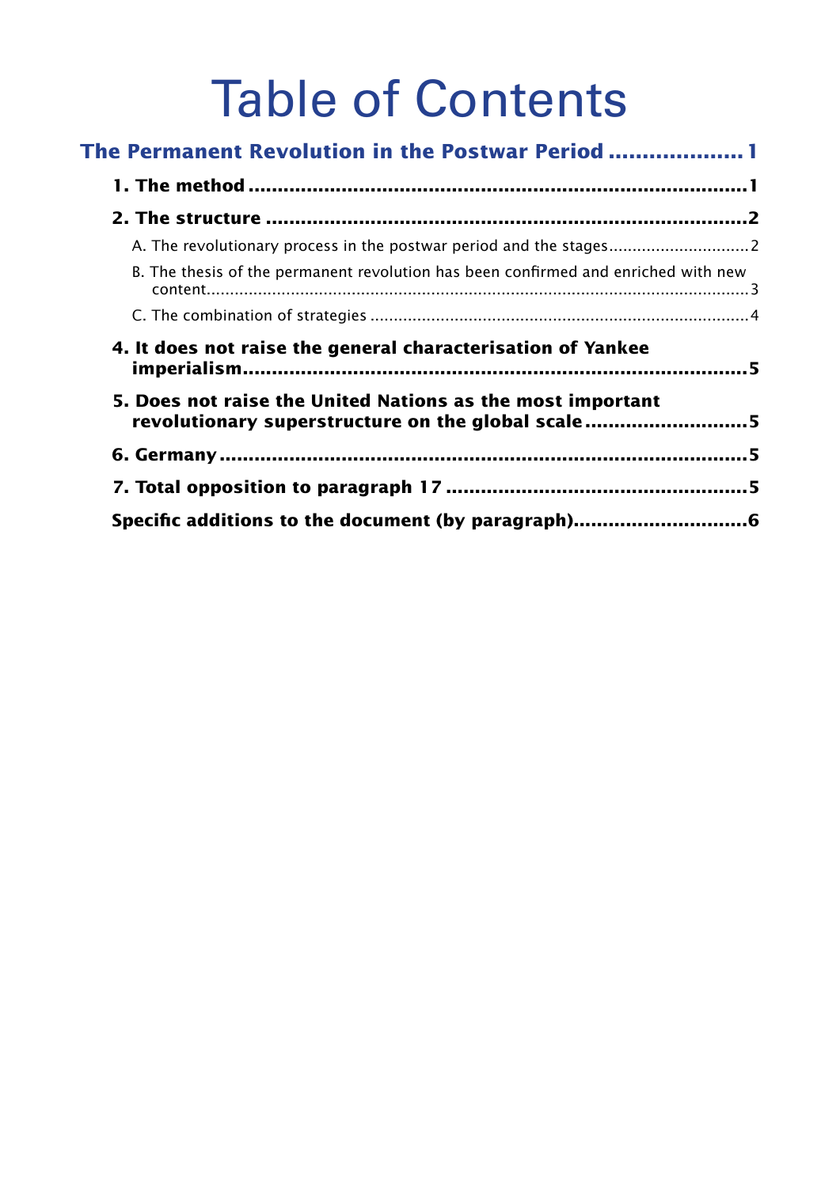# Table of Contents

**The Permanent Revolution in the Postwar Period .................... 1**

- **1. The method ........................................................................................ 1**
- **2. The structure .................................................................................. 2**
  - A. The revolutionary process in the postwar period and the stages ............................ 2
  - B. The thesis of the permanent revolution has been confirmed and enriched with new content .................................................................................................... 3
  - C. The combination of strategies ............................................................................ 4
- **4. It does not raise the general characterisation of Yankee imperialism ...................................................................................... 5**
- **5. Does not raise the United Nations as the most important revolutionary superstructure on the global scale ............................ 5**
- **6. Germany ........................................................................................... 5**
- **7. Total opposition to paragraph 17 .................................................... 5**

**Specific additions to the document (by paragraph) ............................. 6**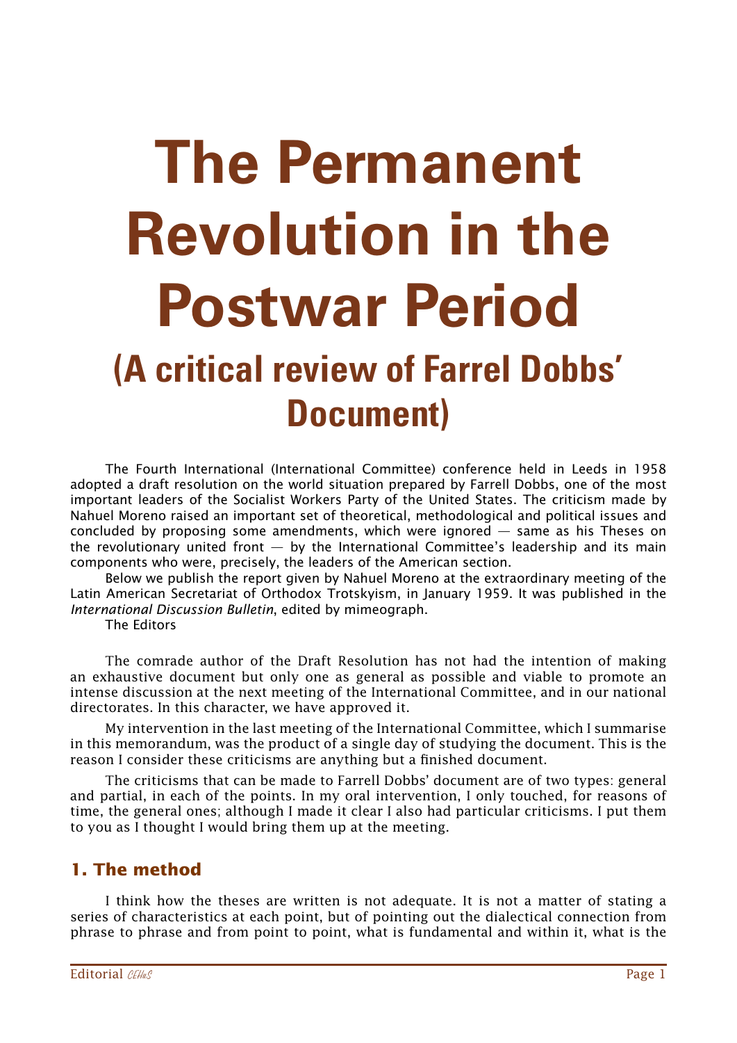# The Permanent Revolution in the Postwar Period

## (A critical review of Farrel Dobbs' Document)

The Fourth International (International Committee) conference held in Leeds in 1958 adopted a draft resolution on the world situation prepared by Farrell Dobbs, one of the most important leaders of the Socialist Workers Party of the United States. The criticism made by Nahuel Moreno raised an important set of theoretical, methodological and political issues and concluded by proposing some amendments, which were ignored — same as his Theses on the revolutionary united front — by the International Committee's leadership and its main components who were, precisely, the leaders of the American section.

Below we publish the report given by Nahuel Moreno at the extraordinary meeting of the Latin American Secretariat of Orthodox Trotskyism, in January 1959. It was published in the *International Discussion Bulletin*, edited by mimeograph.

The Editors

The comrade author of the Draft Resolution has not had the intention of making an exhaustive document but only one as general as possible and viable to promote an intense discussion at the next meeting of the International Committee, and in our national directorates. In this character, we have approved it.

My intervention in the last meeting of the International Committee, which I summarise in this memorandum, was the product of a single day of studying the document. This is the reason I consider these criticisms are anything but a finished document.

The criticisms that can be made to Farrell Dobbs' document are of two types: general and partial, in each of the points. In my oral intervention, I only touched, for reasons of time, the general ones; although I made it clear I also had particular criticisms. I put them to you as I thought I would bring them up at the meeting.

### 1. The method

I think how the theses are written is not adequate. It is not a matter of stating a series of characteristics at each point, but of pointing out the dialectical connection from phrase to phrase and from point to point, what is fundamental and within it, what is the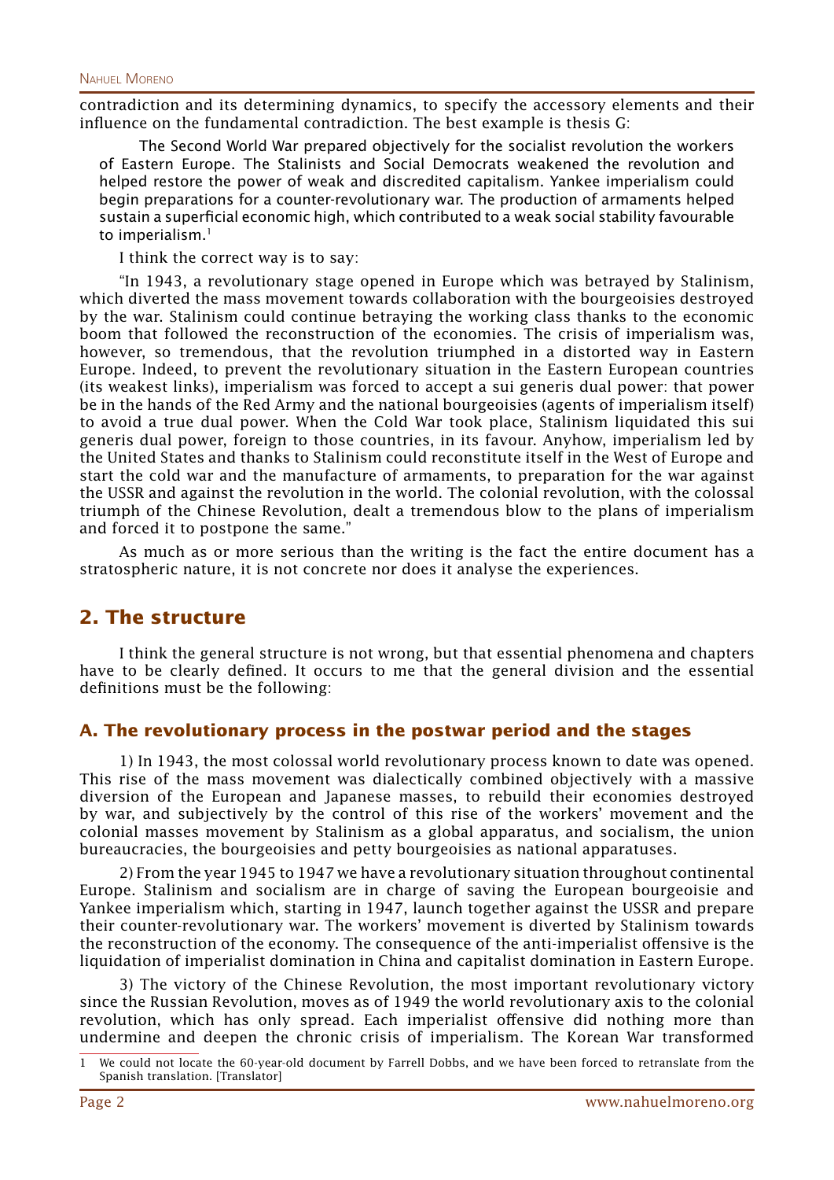contradiction and its determining dynamics, to specify the accessory elements and their influence on the fundamental contradiction. The best example is thesis G:

> The Second World War prepared objectively for the socialist revolution the workers of Eastern Europe. The Stalinists and Social Democrats weakened the revolution and helped restore the power of weak and discredited capitalism. Yankee imperialism could begin preparations for a counter-revolutionary war. The production of armaments helped sustain a superficial economic high, which contributed to a weak social stability favourable to imperialism.[1]

I think the correct way is to say:

"In 1943, a revolutionary stage opened in Europe which was betrayed by Stalinism, which diverted the mass movement towards collaboration with the bourgeoisies destroyed by the war. Stalinism could continue betraying the working class thanks to the economic boom that followed the reconstruction of the economies. The crisis of imperialism was, however, so tremendous, that the revolution triumphed in a distorted way in Eastern Europe. Indeed, to prevent the revolutionary situation in the Eastern European countries (its weakest links), imperialism was forced to accept a sui generis dual power: that power be in the hands of the Red Army and the national bourgeoisies (agents of imperialism itself) to avoid a true dual power. When the Cold War took place, Stalinism liquidated this sui generis dual power, foreign to those countries, in its favour. Anyhow, imperialism led by the United States and thanks to Stalinism could reconstitute itself in the West of Europe and start the cold war and the manufacture of armaments, to preparation for the war against the USSR and against the revolution in the world. The colonial revolution, with the colossal triumph of the Chinese Revolution, dealt a tremendous blow to the plans of imperialism and forced it to postpone the same."

As much as or more serious than the writing is the fact the entire document has a stratospheric nature, it is not concrete nor does it analyse the experiences.

## 2. The structure

I think the general structure is not wrong, but that essential phenomena and chapters have to be clearly defined. It occurs to me that the general division and the essential definitions must be the following:

### A. The revolutionary process in the postwar period and the stages

1) In 1943, the most colossal world revolutionary process known to date was opened. This rise of the mass movement was dialectically combined objectively with a massive diversion of the European and Japanese masses, to rebuild their economies destroyed by war, and subjectively by the control of this rise of the workers' movement and the colonial masses movement by Stalinism as a global apparatus, and socialism, the union bureaucracies, the bourgeoisies and petty bourgeoisies as national apparatuses.

2) From the year 1945 to 1947 we have a revolutionary situation throughout continental Europe. Stalinism and socialism are in charge of saving the European bourgeoisie and Yankee imperialism which, starting in 1947, launch together against the USSR and prepare their counter-revolutionary war. The workers' movement is diverted by Stalinism towards the reconstruction of the economy. The consequence of the anti-imperialist offensive is the liquidation of imperialist domination in China and capitalist domination in Eastern Europe.

3) The victory of the Chinese Revolution, the most important revolutionary victory since the Russian Revolution, moves as of 1949 the world revolutionary axis to the colonial revolution, which has only spread. Each imperialist offensive did nothing more than undermine and deepen the chronic crisis of imperialism. The Korean War transformed

[1] We could not locate the 60-year-old document by Farrell Dobbs, and we have been forced to retranslate from the Spanish translation. [Translator]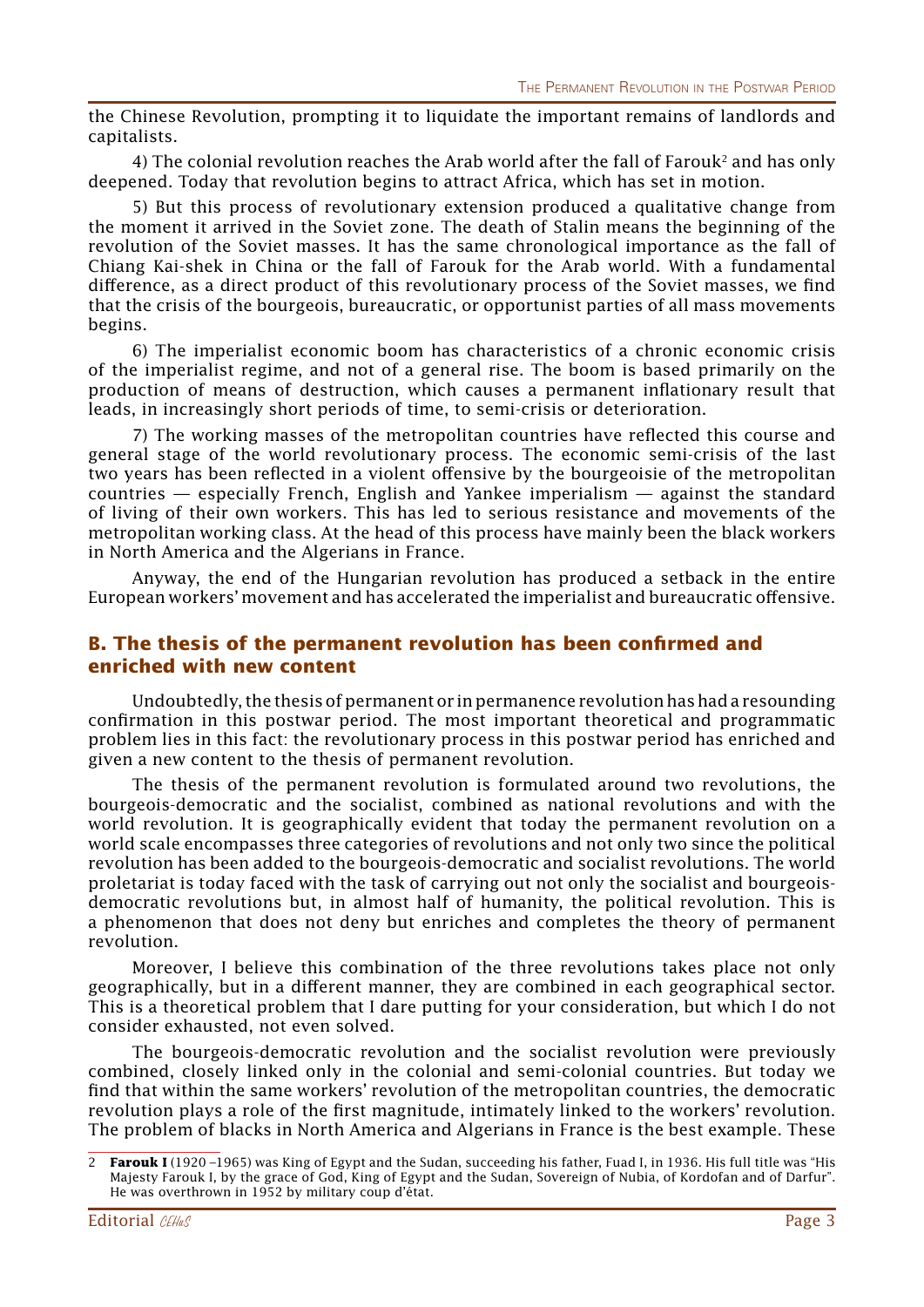the Chinese Revolution, prompting it to liquidate the important remains of landlords and capitalists.

4) The colonial revolution reaches the Arab world after the fall of Farouk[2] and has only deepened. Today that revolution begins to attract Africa, which has set in motion.

5) But this process of revolutionary extension produced a qualitative change from the moment it arrived in the Soviet zone. The death of Stalin means the beginning of the revolution of the Soviet masses. It has the same chronological importance as the fall of Chiang Kai-shek in China or the fall of Farouk for the Arab world. With a fundamental difference, as a direct product of this revolutionary process of the Soviet masses, we find that the crisis of the bourgeois, bureaucratic, or opportunist parties of all mass movements begins.

6) The imperialist economic boom has characteristics of a chronic economic crisis of the imperialist regime, and not of a general rise. The boom is based primarily on the production of means of destruction, which causes a permanent inflationary result that leads, in increasingly short periods of time, to semi-crisis or deterioration.

7) The working masses of the metropolitan countries have reflected this course and general stage of the world revolutionary process. The economic semi-crisis of the last two years has been reflected in a violent offensive by the bourgeoisie of the metropolitan countries — especially French, English and Yankee imperialism — against the standard of living of their own workers. This has led to serious resistance and movements of the metropolitan working class. At the head of this process have mainly been the black workers in North America and the Algerians in France.

Anyway, the end of the Hungarian revolution has produced a setback in the entire European workers' movement and has accelerated the imperialist and bureaucratic offensive.

## B. The thesis of the permanent revolution has been confirmed and enriched with new content

Undoubtedly, the thesis of permanent or in permanence revolution has had a resounding confirmation in this postwar period. The most important theoretical and programmatic problem lies in this fact: the revolutionary process in this postwar period has enriched and given a new content to the thesis of permanent revolution.

The thesis of the permanent revolution is formulated around two revolutions, the bourgeois-democratic and the socialist, combined as national revolutions and with the world revolution. It is geographically evident that today the permanent revolution on a world scale encompasses three categories of revolutions and not only two since the political revolution has been added to the bourgeois-democratic and socialist revolutions. The world proletariat is today faced with the task of carrying out not only the socialist and bourgeois-democratic revolutions but, in almost half of humanity, the political revolution. This is a phenomenon that does not deny but enriches and completes the theory of permanent revolution.

Moreover, I believe this combination of the three revolutions takes place not only geographically, but in a different manner, they are combined in each geographical sector. This is a theoretical problem that I dare putting for your consideration, but which I do not consider exhausted, not even solved.

The bourgeois-democratic revolution and the socialist revolution were previously combined, closely linked only in the colonial and semi-colonial countries. But today we find that within the same workers' revolution of the metropolitan countries, the democratic revolution plays a role of the first magnitude, intimately linked to the workers' revolution. The problem of blacks in North America and Algerians in France is the best example. These

---

2 **Farouk I** (1920 –1965) was King of Egypt and the Sudan, succeeding his father, Fuad I, in 1936. His full title was "His Majesty Farouk I, by the grace of God, King of Egypt and the Sudan, Sovereign of Nubia, of Kordofan and of Darfur". He was overthrown in 1952 by military coup d'état.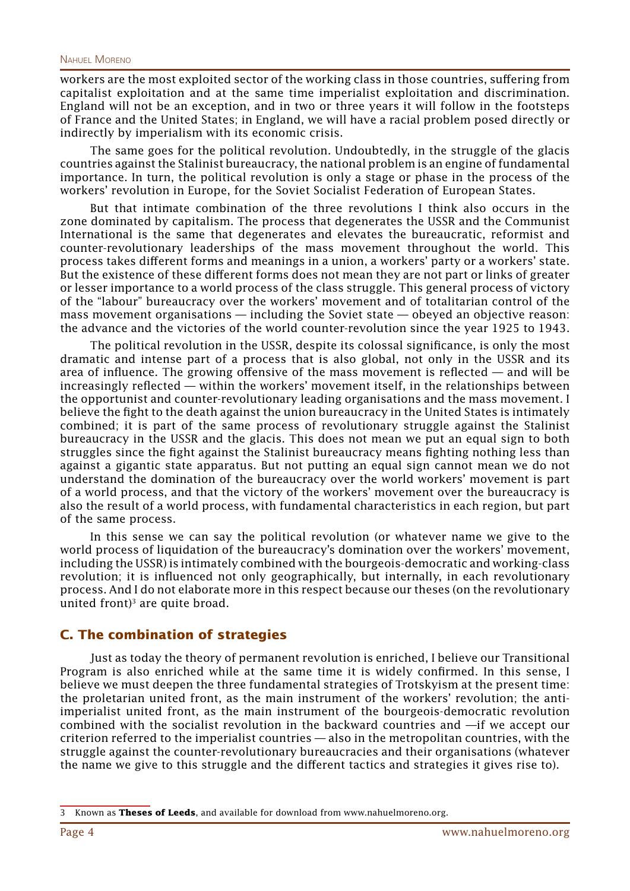workers are the most exploited sector of the working class in those countries, suffering from capitalist exploitation and at the same time imperialist exploitation and discrimination. England will not be an exception, and in two or three years it will follow in the footsteps of France and the United States; in England, we will have a racial problem posed directly or indirectly by imperialism with its economic crisis.

The same goes for the political revolution. Undoubtedly, in the struggle of the glacis countries against the Stalinist bureaucracy, the national problem is an engine of fundamental importance. In turn, the political revolution is only a stage or phase in the process of the workers' revolution in Europe, for the Soviet Socialist Federation of European States.

But that intimate combination of the three revolutions I think also occurs in the zone dominated by capitalism. The process that degenerates the USSR and the Communist International is the same that degenerates and elevates the bureaucratic, reformist and counter-revolutionary leaderships of the mass movement throughout the world. This process takes different forms and meanings in a union, a workers' party or a workers' state. But the existence of these different forms does not mean they are not part or links of greater or lesser importance to a world process of the class struggle. This general process of victory of the "labour" bureaucracy over the workers' movement and of totalitarian control of the mass movement organisations — including the Soviet state — obeyed an objective reason: the advance and the victories of the world counter-revolution since the year 1925 to 1943.

The political revolution in the USSR, despite its colossal significance, is only the most dramatic and intense part of a process that is also global, not only in the USSR and its area of influence. The growing offensive of the mass movement is reflected — and will be increasingly reflected — within the workers' movement itself, in the relationships between the opportunist and counter-revolutionary leading organisations and the mass movement. I believe the fight to the death against the union bureaucracy in the United States is intimately combined; it is part of the same process of revolutionary struggle against the Stalinist bureaucracy in the USSR and the glacis. This does not mean we put an equal sign to both struggles since the fight against the Stalinist bureaucracy means fighting nothing less than against a gigantic state apparatus. But not putting an equal sign cannot mean we do not understand the domination of the bureaucracy over the world workers' movement is part of a world process, and that the victory of the workers' movement over the bureaucracy is also the result of a world process, with fundamental characteristics in each region, but part of the same process.

In this sense we can say the political revolution (or whatever name we give to the world process of liquidation of the bureaucracy's domination over the workers' movement, including the USSR) is intimately combined with the bourgeois-democratic and working-class revolution; it is influenced not only geographically, but internally, in each revolutionary process. And I do not elaborate more in this respect because our theses (on the revolutionary united front)[3] are quite broad.

## C. The combination of strategies

Just as today the theory of permanent revolution is enriched, I believe our Transitional Program is also enriched while at the same time it is widely confirmed. In this sense, I believe we must deepen the three fundamental strategies of Trotskyism at the present time: the proletarian united front, as the main instrument of the workers' revolution; the anti-imperialist united front, as the main instrument of the bourgeois-democratic revolution combined with the socialist revolution in the backward countries and —if we accept our criterion referred to the imperialist countries — also in the metropolitan countries, with the struggle against the counter-revolutionary bureaucracies and their organisations (whatever the name we give to this struggle and the different tactics and strategies it gives rise to).

---

[3] Known as **Theses of Leeds**, and available for download from www.nahuelmoreno.org.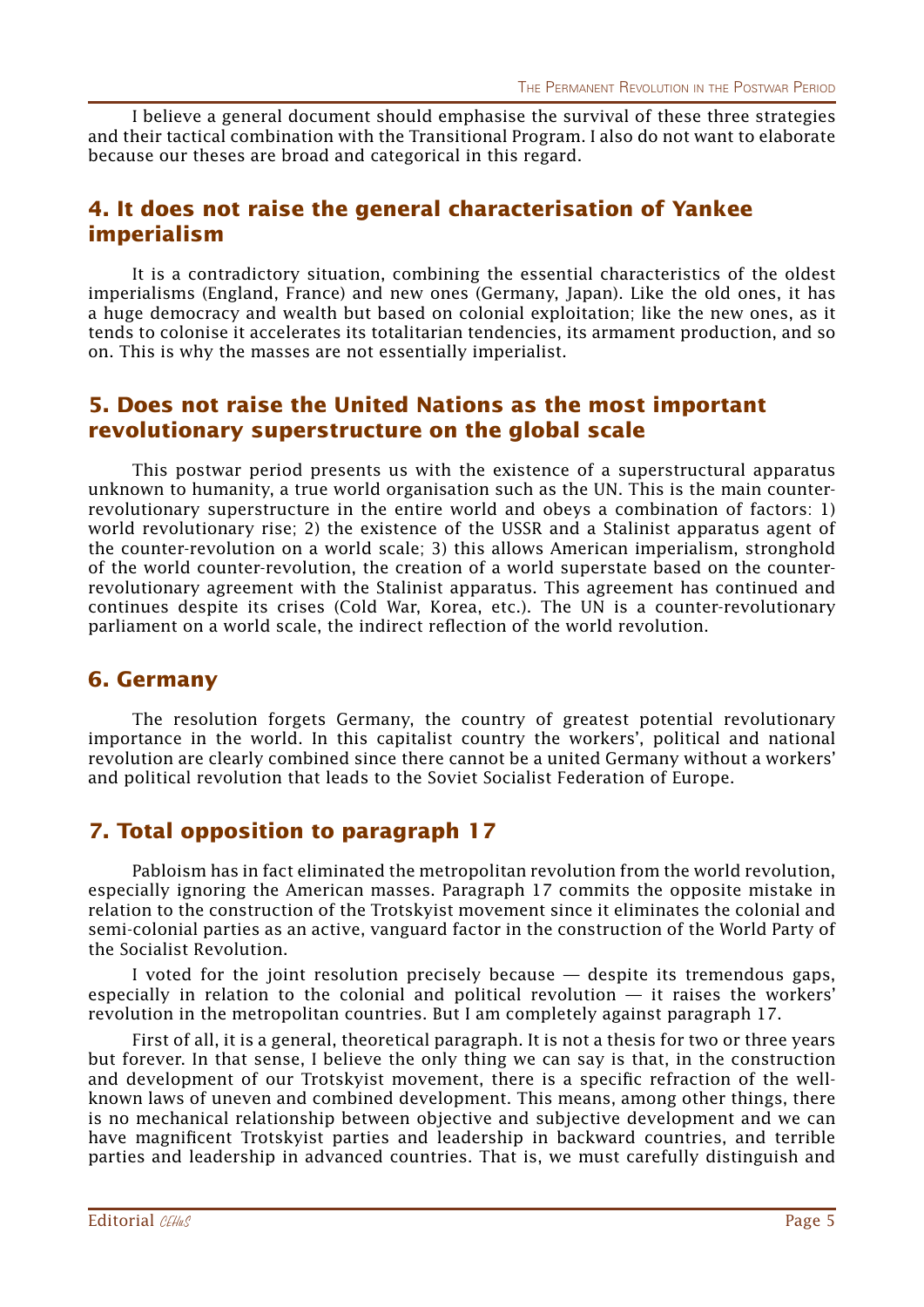I believe a general document should emphasise the survival of these three strategies and their tactical combination with the Transitional Program. I also do not want to elaborate because our theses are broad and categorical in this regard.

## 4. It does not raise the general characterisation of Yankee imperialism

It is a contradictory situation, combining the essential characteristics of the oldest imperialisms (England, France) and new ones (Germany, Japan). Like the old ones, it has a huge democracy and wealth but based on colonial exploitation; like the new ones, as it tends to colonise it accelerates its totalitarian tendencies, its armament production, and so on. This is why the masses are not essentially imperialist.

## 5. Does not raise the United Nations as the most important revolutionary superstructure on the global scale

This postwar period presents us with the existence of a superstructural apparatus unknown to humanity, a true world organisation such as the UN. This is the main counter-revolutionary superstructure in the entire world and obeys a combination of factors: 1) world revolutionary rise; 2) the existence of the USSR and a Stalinist apparatus agent of the counter-revolution on a world scale; 3) this allows American imperialism, stronghold of the world counter-revolution, the creation of a world superstate based on the counter-revolutionary agreement with the Stalinist apparatus. This agreement has continued and continues despite its crises (Cold War, Korea, etc.). The UN is a counter-revolutionary parliament on a world scale, the indirect reflection of the world revolution.

## 6. Germany

The resolution forgets Germany, the country of greatest potential revolutionary importance in the world. In this capitalist country the workers', political and national revolution are clearly combined since there cannot be a united Germany without a workers' and political revolution that leads to the Soviet Socialist Federation of Europe.

## 7. Total opposition to paragraph 17

Pabloism has in fact eliminated the metropolitan revolution from the world revolution, especially ignoring the American masses. Paragraph 17 commits the opposite mistake in relation to the construction of the Trotskyist movement since it eliminates the colonial and semi-colonial parties as an active, vanguard factor in the construction of the World Party of the Socialist Revolution.

I voted for the joint resolution precisely because — despite its tremendous gaps, especially in relation to the colonial and political revolution — it raises the workers' revolution in the metropolitan countries. But I am completely against paragraph 17.

First of all, it is a general, theoretical paragraph. It is not a thesis for two or three years but forever. In that sense, I believe the only thing we can say is that, in the construction and development of our Trotskyist movement, there is a specific refraction of the well-known laws of uneven and combined development. This means, among other things, there is no mechanical relationship between objective and subjective development and we can have magnificent Trotskyist parties and leadership in backward countries, and terrible parties and leadership in advanced countries. That is, we must carefully distinguish and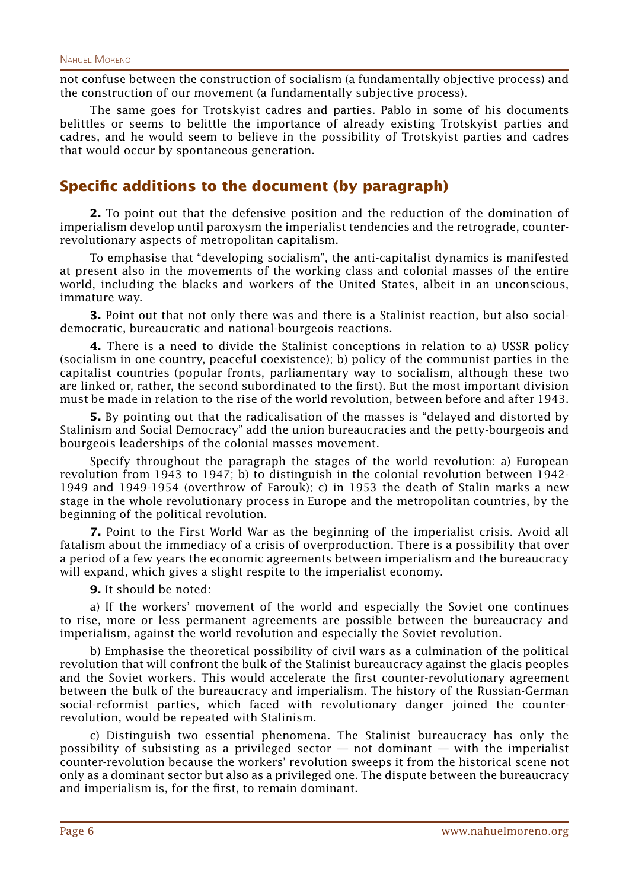not confuse between the construction of socialism (a fundamentally objective process) and the construction of our movement (a fundamentally subjective process).

The same goes for Trotskyist cadres and parties. Pablo in some of his documents belittles or seems to belittle the importance of already existing Trotskyist parties and cadres, and he would seem to believe in the possibility of Trotskyist parties and cadres that would occur by spontaneous generation.

## Specific additions to the document (by paragraph)

**2.** To point out that the defensive position and the reduction of the domination of imperialism develop until paroxysm the imperialist tendencies and the retrograde, counter-revolutionary aspects of metropolitan capitalism.

To emphasise that "developing socialism", the anti-capitalist dynamics is manifested at present also in the movements of the working class and colonial masses of the entire world, including the blacks and workers of the United States, albeit in an unconscious, immature way.

**3.** Point out that not only there was and there is a Stalinist reaction, but also social-democratic, bureaucratic and national-bourgeois reactions.

**4.** There is a need to divide the Stalinist conceptions in relation to a) USSR policy (socialism in one country, peaceful coexistence); b) policy of the communist parties in the capitalist countries (popular fronts, parliamentary way to socialism, although these two are linked or, rather, the second subordinated to the first). But the most important division must be made in relation to the rise of the world revolution, between before and after 1943.

**5.** By pointing out that the radicalisation of the masses is "delayed and distorted by Stalinism and Social Democracy" add the union bureaucracies and the petty-bourgeois and bourgeois leaderships of the colonial masses movement.

Specify throughout the paragraph the stages of the world revolution: a) European revolution from 1943 to 1947; b) to distinguish in the colonial revolution between 1942-1949 and 1949-1954 (overthrow of Farouk); c) in 1953 the death of Stalin marks a new stage in the whole revolutionary process in Europe and the metropolitan countries, by the beginning of the political revolution.

**7.** Point to the First World War as the beginning of the imperialist crisis. Avoid all fatalism about the immediacy of a crisis of overproduction. There is a possibility that over a period of a few years the economic agreements between imperialism and the bureaucracy will expand, which gives a slight respite to the imperialist economy.

**9.** It should be noted:

a) If the workers' movement of the world and especially the Soviet one continues to rise, more or less permanent agreements are possible between the bureaucracy and imperialism, against the world revolution and especially the Soviet revolution.

b) Emphasise the theoretical possibility of civil wars as a culmination of the political revolution that will confront the bulk of the Stalinist bureaucracy against the glacis peoples and the Soviet workers. This would accelerate the first counter-revolutionary agreement between the bulk of the bureaucracy and imperialism. The history of the Russian-German social-reformist parties, which faced with revolutionary danger joined the counter-revolution, would be repeated with Stalinism.

c) Distinguish two essential phenomena. The Stalinist bureaucracy has only the possibility of subsisting as a privileged sector — not dominant — with the imperialist counter-revolution because the workers' revolution sweeps it from the historical scene not only as a dominant sector but also as a privileged one. The dispute between the bureaucracy and imperialism is, for the first, to remain dominant.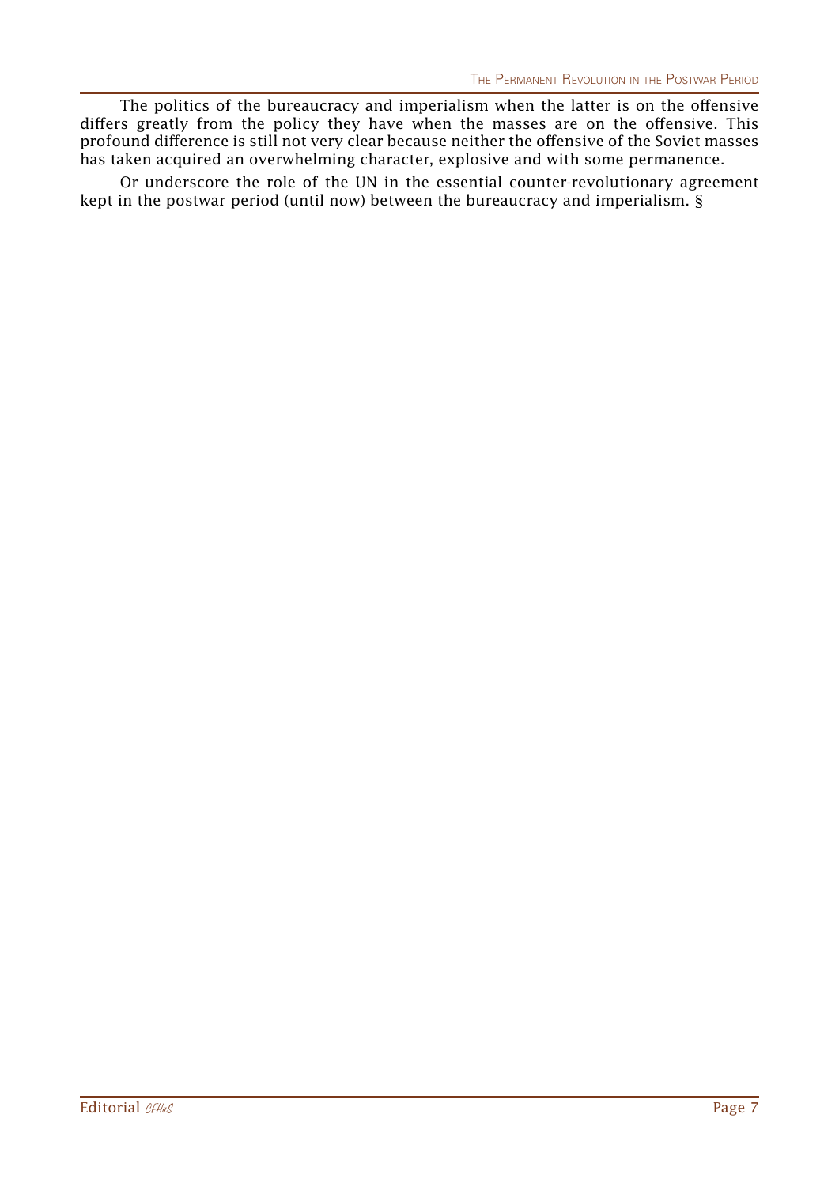The politics of the bureaucracy and imperialism when the latter is on the offensive differs greatly from the policy they have when the masses are on the offensive. This profound difference is still not very clear because neither the offensive of the Soviet masses has taken acquired an overwhelming character, explosive and with some permanence.

Or underscore the role of the UN in the essential counter-revolutionary agreement kept in the postwar period (until now) between the bureaucracy and imperialism. §